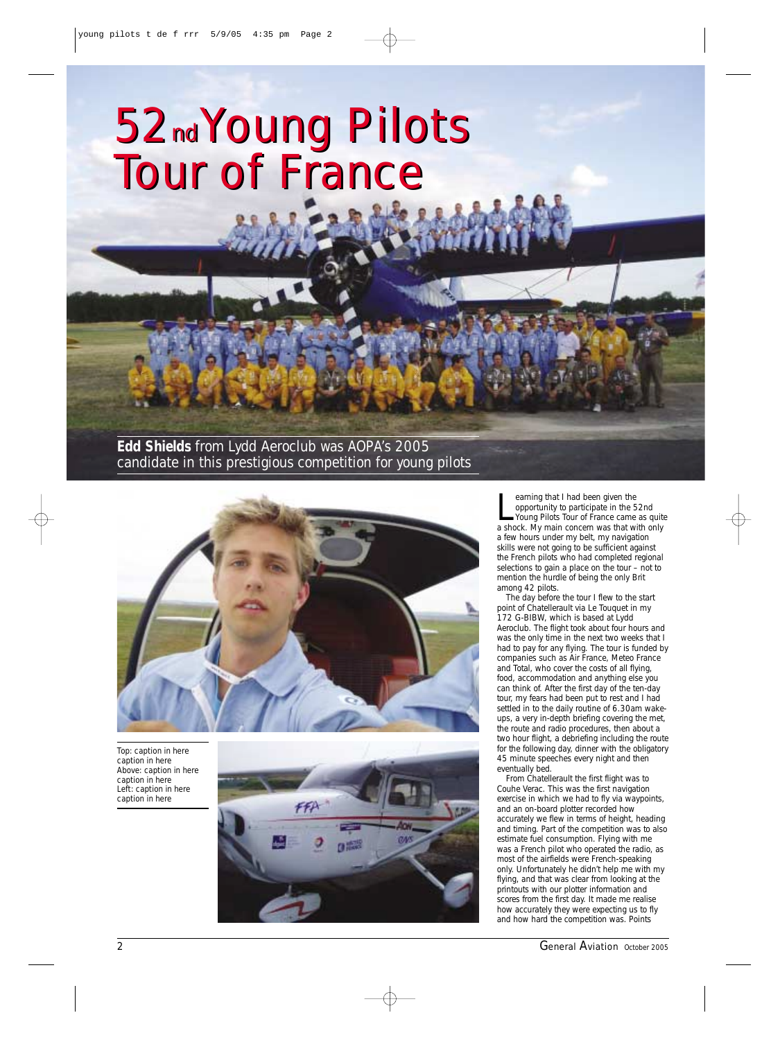# 52nd Young Pilots Tour of France

**Edd Shields** from Lydd Aeroclub was AOPA's 2005 candidate in this prestigious competition for young pilots

Top: caption in here caption in here
Above: caption in here caption in here
Left: caption in here caption in here

Learning that I had been given the opportunity to participate in the 52nd Young Pilots Tour of France came as quite a shock. My main concern was that with only a few hours under my belt, my navigation skills were not going to be sufficient against the French pilots who had completed regional selections to gain a place on the tour – not to mention the hurdle of being the only Brit among 42 pilots.

The day before the tour I flew to the start point of Chatellerault via Le Touquet in my 172 G-BIBW, which is based at Lydd Aeroclub. The flight took about four hours and was the only time in the next two weeks that I had to pay for any flying. The tour is funded by companies such as Air France, Meteo France and Total, who cover the costs of all flying, food, accommodation and anything else you can think of. After the first day of the ten-day tour, my fears had been put to rest and I had settled in to the daily routine of 6.30am wake-ups, a very in-depth briefing covering the met, the route and radio procedures, then about a two hour flight, a debriefing including the route for the following day, dinner with the obligatory 45 minute speeches every night and then eventually bed.

From Chatellerault the first flight was to Couhe Verac. This was the first navigation exercise in which we had to fly via waypoints, and an on-board plotter recorded how accurately we flew in terms of height, heading and timing. Part of the competition was to also estimate fuel consumption. Flying with me was a French pilot who operated the radio, as most of the airfields were French-speaking only. Unfortunately he didn't help me with my flying, and that was clear from looking at the printouts with our plotter information and scores from the first day. It made me realise how accurately they were expecting us to fly and how hard the competition was. Points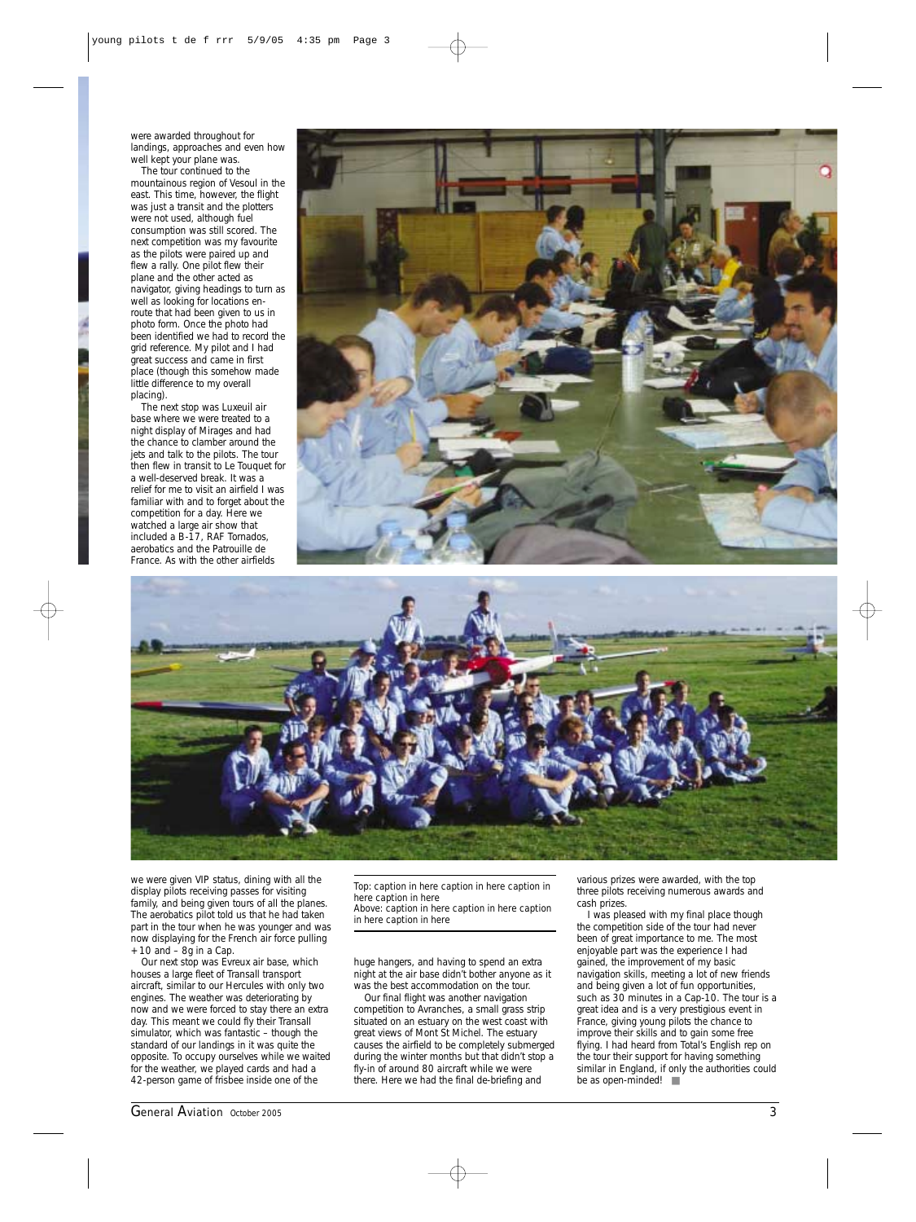were awarded throughout for landings, approaches and even how well kept your plane was.

The tour continued to the mountainous region of Vesoul in the east. This time, however, the flight was just a transit and the plotters were not used, although fuel consumption was still scored. The next competition was my favourite as the pilots were paired up and flew a rally. One pilot flew their plane and the other acted as navigator, giving headings to turn as well as looking for locations en-route that had been given to us in photo form. Once the photo had been identified we had to record the grid reference. My pilot and I had great success and came in first place (though this somehow made little difference to my overall placing).

The next stop was Luxeuil air base where we were treated to a night display of Mirages and had the chance to clamber around the jets and talk to the pilots. The tour then flew in transit to Le Touquet for a well-deserved break. It was a relief for me to visit an airfield I was familiar with and to forget about the competition for a day. Here we watched a large air show that included a B-17, RAF Tornados, aerobatics and the Patrouille de France. As with the other airfields we were given VIP status, dining with all the display pilots receiving passes for visiting family, and being given tours of all the planes. The aerobatics pilot told us that he had taken part in the tour when he was younger and was now displaying for the French air force pulling +10 and – 8g in a Cap.

Our next stop was Evreux air base, which houses a large fleet of Transall transport aircraft, similar to our Hercules with only two engines. The weather was deteriorating by now and we were forced to stay there an extra day. This meant we could fly their Transall simulator, which was fantastic – though the standard of our landings in it was quite the opposite. To occupy ourselves while we waited for the weather, we played cards and had a 42-person game of frisbee inside one of the huge hangers, and having to spend an extra night at the air base didn't bother anyone as it was the best accommodation on the tour.

Our final flight was another navigation competition to Avranches, a small grass strip situated on an estuary on the west coast with great views of Mont St Michel. The estuary causes the airfield to be completely submerged during the winter months but that didn't stop a fly-in of around 80 aircraft while we were there. Here we had the final de-briefing and various prizes were awarded, with the top three pilots receiving numerous awards and cash prizes.

I was pleased with my final place though the competition side of the tour had never been of great importance to me. The most enjoyable part was the experience I had gained, the improvement of my basic navigation skills, meeting a lot of new friends and being given a lot of fun opportunities, such as 30 minutes in a Cap-10. The tour is a great idea and is a very prestigious event in France, giving young pilots the chance to improve their skills and to gain some free flying. I had heard from Total's English rep on the tour their support for having something similar in England, if only the authorities could be as open-minded! ■

Top: caption in here caption in here caption in here caption in here
Above: caption in here caption in here caption in here caption in here